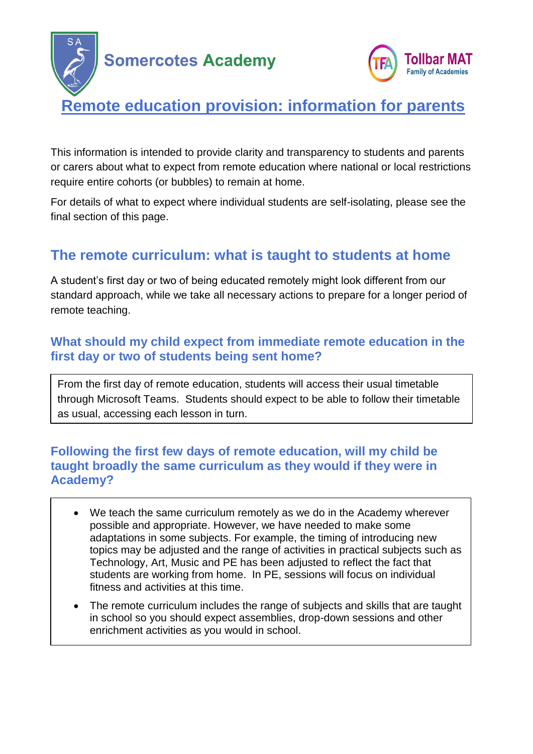Somercotes Academy

Tollbar MAT
Family of Academies

# Remote education provision: information for parents

This information is intended to provide clarity and transparency to students and parents or carers about what to expect from remote education where national or local restrictions require entire cohorts (or bubbles) to remain at home.

For details of what to expect where individual students are self-isolating, please see the final section of this page.

## The remote curriculum: what is taught to students at home

A student's first day or two of being educated remotely might look different from our standard approach, while we take all necessary actions to prepare for a longer period of remote teaching.

### What should my child expect from immediate remote education in the first day or two of students being sent home?

From the first day of remote education, students will access their usual timetable through Microsoft Teams. Students should expect to be able to follow their timetable as usual, accessing each lesson in turn.

### Following the first few days of remote education, will my child be taught broadly the same curriculum as they would if they were in Academy?

- We teach the same curriculum remotely as we do in the Academy wherever possible and appropriate. However, we have needed to make some adaptations in some subjects. For example, the timing of introducing new topics may be adjusted and the range of activities in practical subjects such as Technology, Art, Music and PE has been adjusted to reflect the fact that students are working from home. In PE, sessions will focus on individual fitness and activities at this time.
- The remote curriculum includes the range of subjects and skills that are taught in school so you should expect assemblies, drop-down sessions and other enrichment activities as you would in school.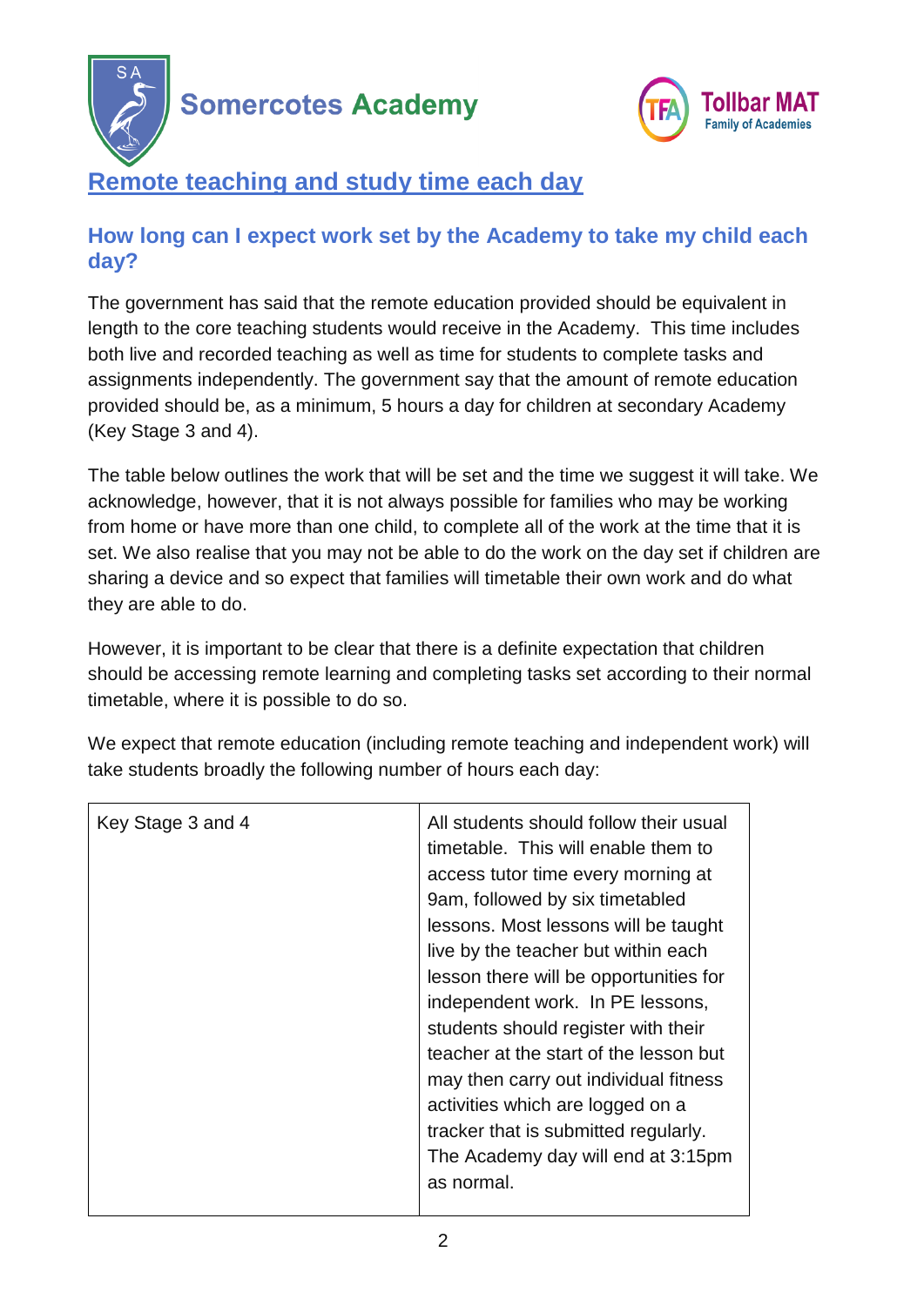Somercotes Academy

Tollbar MAT
Family of Academies

# Remote teaching and study time each day

## How long can I expect work set by the Academy to take my child each day?

The government has said that the remote education provided should be equivalent in length to the core teaching students would receive in the Academy. This time includes both live and recorded teaching as well as time for students to complete tasks and assignments independently. The government say that the amount of remote education provided should be, as a minimum, 5 hours a day for children at secondary Academy (Key Stage 3 and 4).

The table below outlines the work that will be set and the time we suggest it will take. We acknowledge, however, that it is not always possible for families who may be working from home or have more than one child, to complete all of the work at the time that it is set. We also realise that you may not be able to do the work on the day set if children are sharing a device and so expect that families will timetable their own work and do what they are able to do.

However, it is important to be clear that there is a definite expectation that children should be accessing remote learning and completing tasks set according to their normal timetable, where it is possible to do so.

We expect that remote education (including remote teaching and independent work) will take students broadly the following number of hours each day:

| | |
|---|---|
| Key Stage 3 and 4 | All students should follow their usual timetable. This will enable them to access tutor time every morning at 9am, followed by six timetabled lessons. Most lessons will be taught live by the teacher but within each lesson there will be opportunities for independent work. In PE lessons, students should register with their teacher at the start of the lesson but may then carry out individual fitness activities which are logged on a tracker that is submitted regularly. The Academy day will end at 3:15pm as normal. |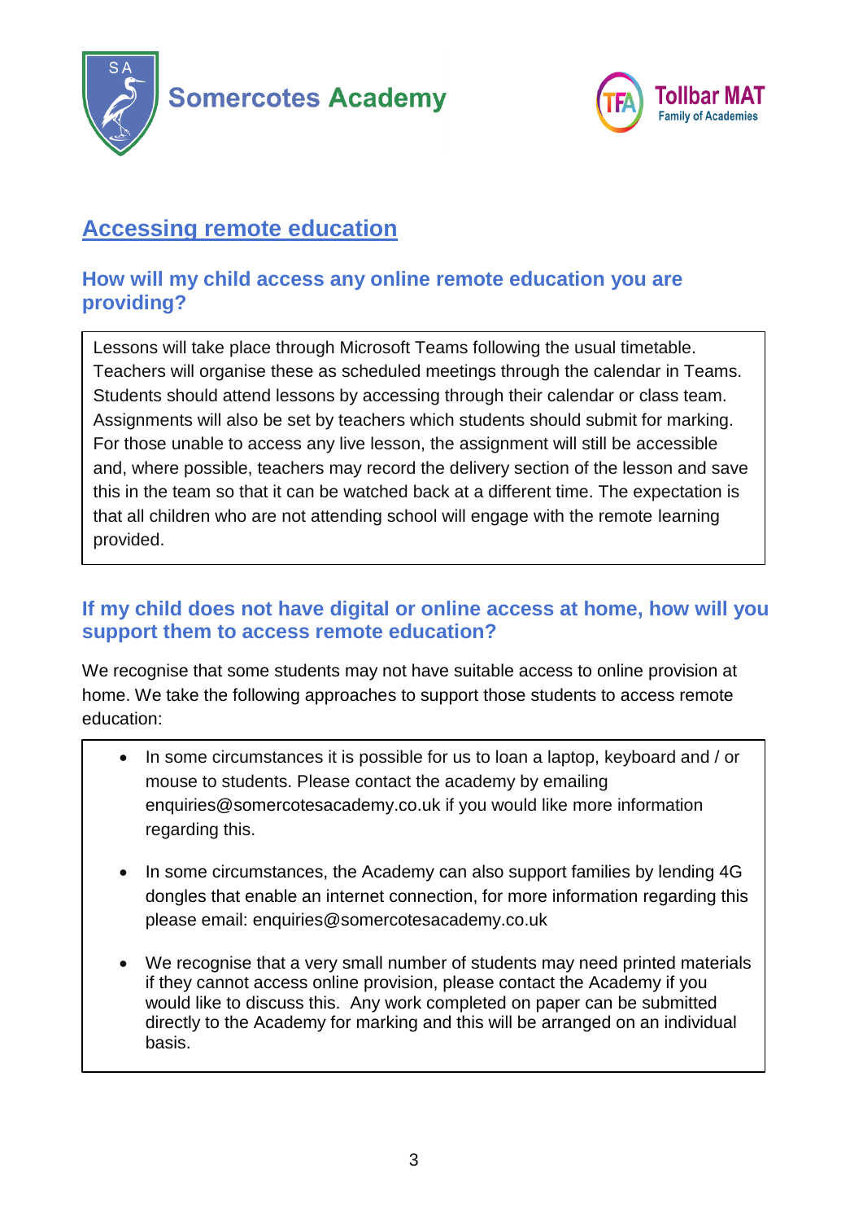Somercotes Academy

Tollbar MAT
Family of Academies

## Accessing remote education

### How will my child access any online remote education you are providing?

Lessons will take place through Microsoft Teams following the usual timetable. Teachers will organise these as scheduled meetings through the calendar in Teams. Students should attend lessons by accessing through their calendar or class team. Assignments will also be set by teachers which students should submit for marking. For those unable to access any live lesson, the assignment will still be accessible and, where possible, teachers may record the delivery section of the lesson and save this in the team so that it can be watched back at a different time. The expectation is that all children who are not attending school will engage with the remote learning provided.

### If my child does not have digital or online access at home, how will you support them to access remote education?

We recognise that some students may not have suitable access to online provision at home. We take the following approaches to support those students to access remote education:

- In some circumstances it is possible for us to loan a laptop, keyboard and / or mouse to students. Please contact the academy by emailing enquiries@somercotesacademy.co.uk if you would like more information regarding this.
- In some circumstances, the Academy can also support families by lending 4G dongles that enable an internet connection, for more information regarding this please email: enquiries@somercotesacademy.co.uk
- We recognise that a very small number of students may need printed materials if they cannot access online provision, please contact the Academy if you would like to discuss this. Any work completed on paper can be submitted directly to the Academy for marking and this will be arranged on an individual basis.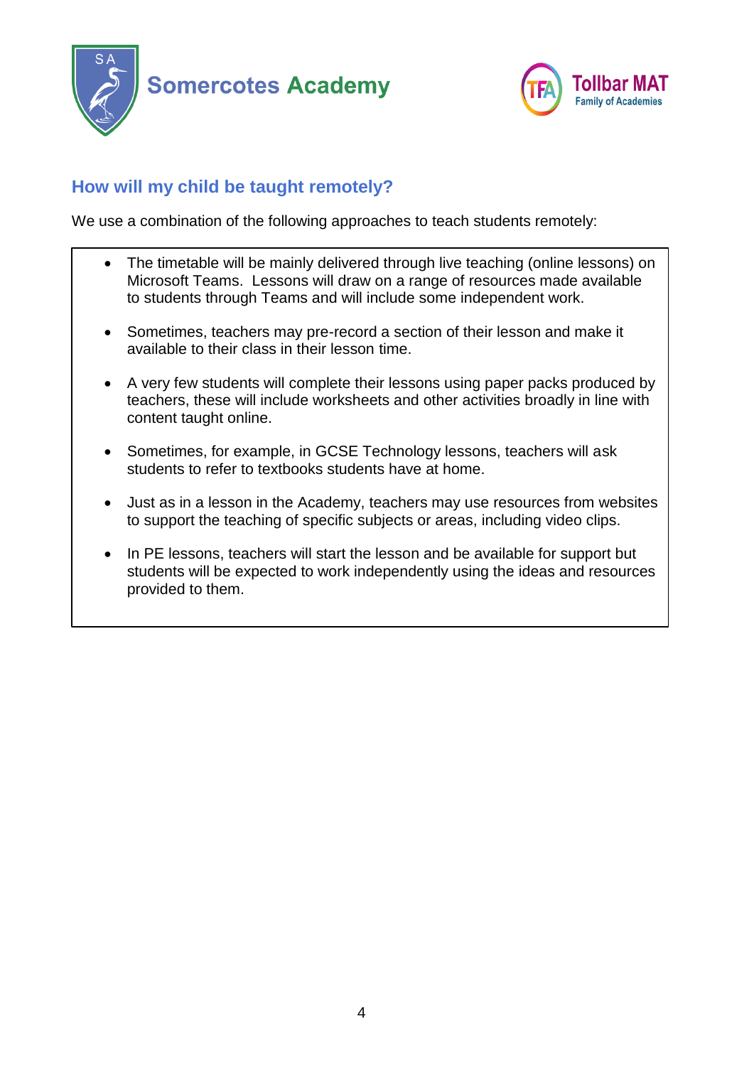## How will my child be taught remotely?

We use a combination of the following approaches to teach students remotely:

- The timetable will be mainly delivered through live teaching (online lessons) on Microsoft Teams. Lessons will draw on a range of resources made available to students through Teams and will include some independent work.
- Sometimes, teachers may pre-record a section of their lesson and make it available to their class in their lesson time.
- A very few students will complete their lessons using paper packs produced by teachers, these will include worksheets and other activities broadly in line with content taught online.
- Sometimes, for example, in GCSE Technology lessons, teachers will ask students to refer to textbooks students have at home.
- Just as in a lesson in the Academy, teachers may use resources from websites to support the teaching of specific subjects or areas, including video clips.
- In PE lessons, teachers will start the lesson and be available for support but students will be expected to work independently using the ideas and resources provided to them.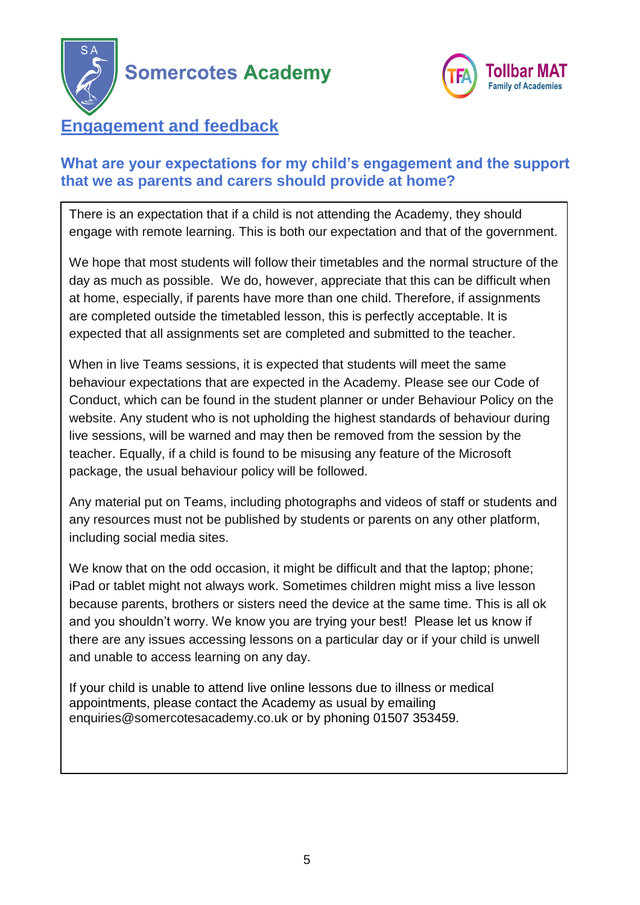## Engagement and feedback

### What are your expectations for my child's engagement and the support that we as parents and carers should provide at home?

There is an expectation that if a child is not attending the Academy, they should engage with remote learning. This is both our expectation and that of the government.

We hope that most students will follow their timetables and the normal structure of the day as much as possible. We do, however, appreciate that this can be difficult when at home, especially, if parents have more than one child. Therefore, if assignments are completed outside the timetabled lesson, this is perfectly acceptable. It is expected that all assignments set are completed and submitted to the teacher.

When in live Teams sessions, it is expected that students will meet the same behaviour expectations that are expected in the Academy. Please see our Code of Conduct, which can be found in the student planner or under Behaviour Policy on the website. Any student who is not upholding the highest standards of behaviour during live sessions, will be warned and may then be removed from the session by the teacher. Equally, if a child is found to be misusing any feature of the Microsoft package, the usual behaviour policy will be followed.

Any material put on Teams, including photographs and videos of staff or students and any resources must not be published by students or parents on any other platform, including social media sites.

We know that on the odd occasion, it might be difficult and that the laptop; phone; iPad or tablet might not always work. Sometimes children might miss a live lesson because parents, brothers or sisters need the device at the same time. This is all ok and you shouldn't worry. We know you are trying your best! Please let us know if there are any issues accessing lessons on a particular day or if your child is unwell and unable to access learning on any day.

If your child is unable to attend live online lessons due to illness or medical appointments, please contact the Academy as usual by emailing enquiries@somercotesacademy.co.uk or by phoning 01507 353459.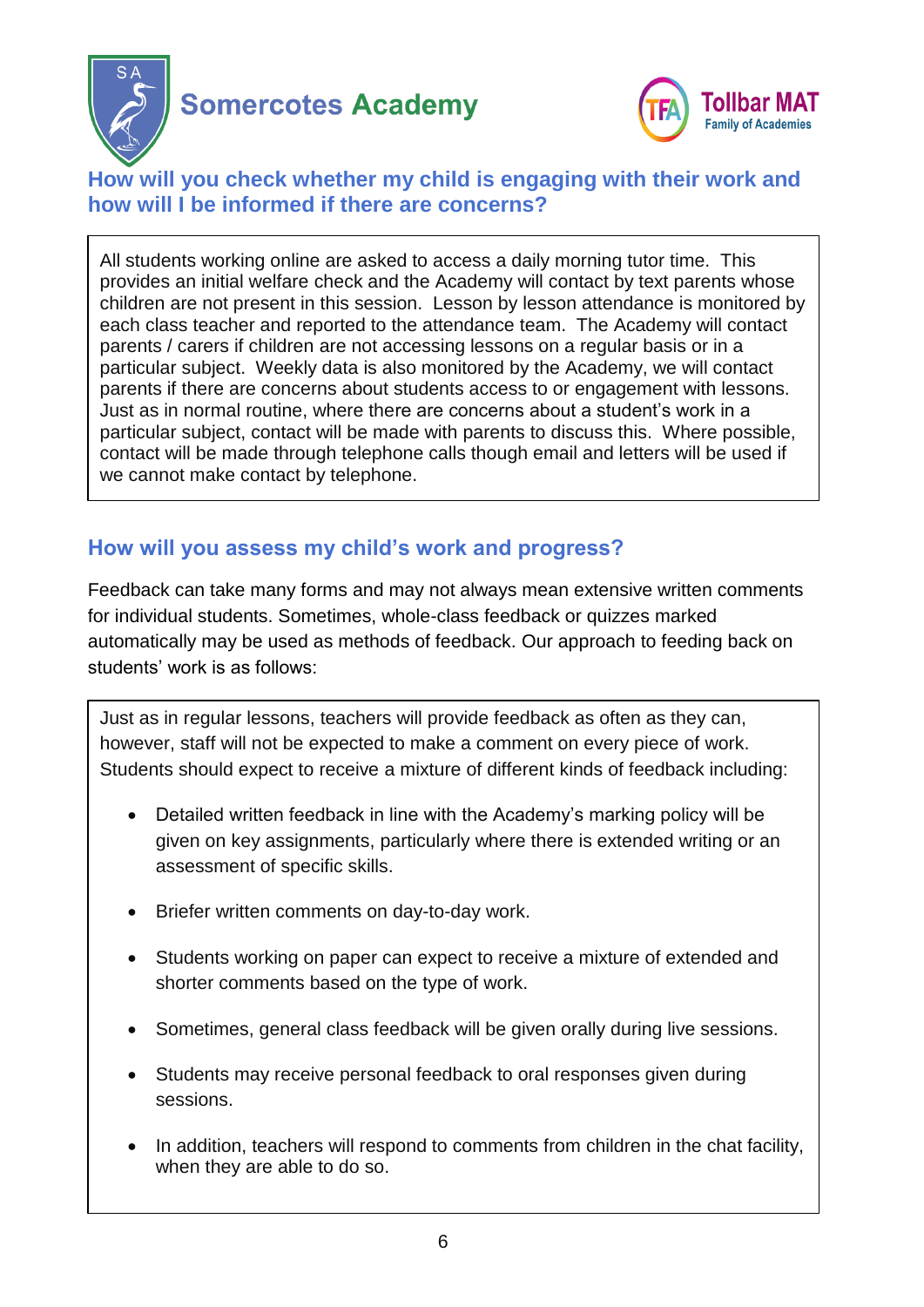## How will you check whether my child is engaging with their work and how will I be informed if there are concerns?

All students working online are asked to access a daily morning tutor time. This provides an initial welfare check and the Academy will contact by text parents whose children are not present in this session. Lesson by lesson attendance is monitored by each class teacher and reported to the attendance team. The Academy will contact parents / carers if children are not accessing lessons on a regular basis or in a particular subject. Weekly data is also monitored by the Academy, we will contact parents if there are concerns about students access to or engagement with lessons. Just as in normal routine, where there are concerns about a student's work in a particular subject, contact will be made with parents to discuss this. Where possible, contact will be made through telephone calls though email and letters will be used if we cannot make contact by telephone.

## How will you assess my child's work and progress?

Feedback can take many forms and may not always mean extensive written comments for individual students. Sometimes, whole-class feedback or quizzes marked automatically may be used as methods of feedback. Our approach to feeding back on students' work is as follows:

Just as in regular lessons, teachers will provide feedback as often as they can, however, staff will not be expected to make a comment on every piece of work. Students should expect to receive a mixture of different kinds of feedback including:

- Detailed written feedback in line with the Academy's marking policy will be given on key assignments, particularly where there is extended writing or an assessment of specific skills.
- Briefer written comments on day-to-day work.
- Students working on paper can expect to receive a mixture of extended and shorter comments based on the type of work.
- Sometimes, general class feedback will be given orally during live sessions.
- Students may receive personal feedback to oral responses given during sessions.
- In addition, teachers will respond to comments from children in the chat facility, when they are able to do so.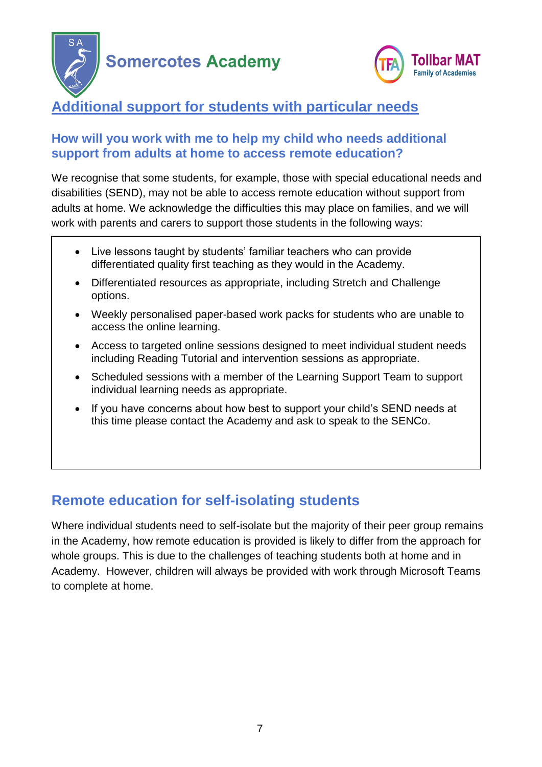## Additional support for students with particular needs

### How will you work with me to help my child who needs additional support from adults at home to access remote education?

We recognise that some students, for example, those with special educational needs and disabilities (SEND), may not be able to access remote education without support from adults at home. We acknowledge the difficulties this may place on families, and we will work with parents and carers to support those students in the following ways:

- Live lessons taught by students' familiar teachers who can provide differentiated quality first teaching as they would in the Academy.
- Differentiated resources as appropriate, including Stretch and Challenge options.
- Weekly personalised paper-based work packs for students who are unable to access the online learning.
- Access to targeted online sessions designed to meet individual student needs including Reading Tutorial and intervention sessions as appropriate.
- Scheduled sessions with a member of the Learning Support Team to support individual learning needs as appropriate.
- If you have concerns about how best to support your child's SEND needs at this time please contact the Academy and ask to speak to the SENCo.

## Remote education for self-isolating students

Where individual students need to self-isolate but the majority of their peer group remains in the Academy, how remote education is provided is likely to differ from the approach for whole groups. This is due to the challenges of teaching students both at home and in Academy. However, children will always be provided with work through Microsoft Teams to complete at home.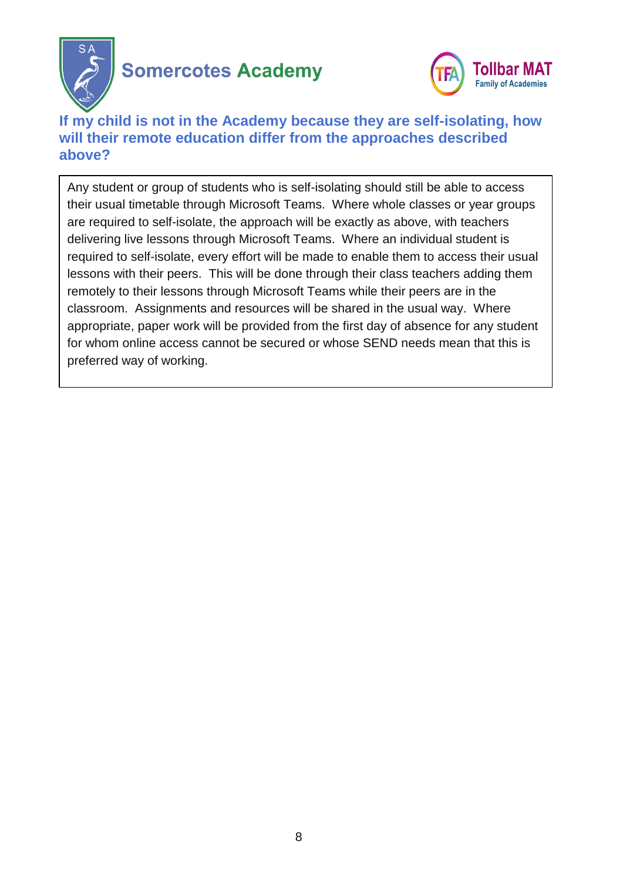## If my child is not in the Academy because they are self-isolating, how will their remote education differ from the approaches described above?

Any student or group of students who is self-isolating should still be able to access their usual timetable through Microsoft Teams. Where whole classes or year groups are required to self-isolate, the approach will be exactly as above, with teachers delivering live lessons through Microsoft Teams. Where an individual student is required to self-isolate, every effort will be made to enable them to access their usual lessons with their peers. This will be done through their class teachers adding them remotely to their lessons through Microsoft Teams while their peers are in the classroom. Assignments and resources will be shared in the usual way. Where appropriate, paper work will be provided from the first day of absence for any student for whom online access cannot be secured or whose SEND needs mean that this is preferred way of working.